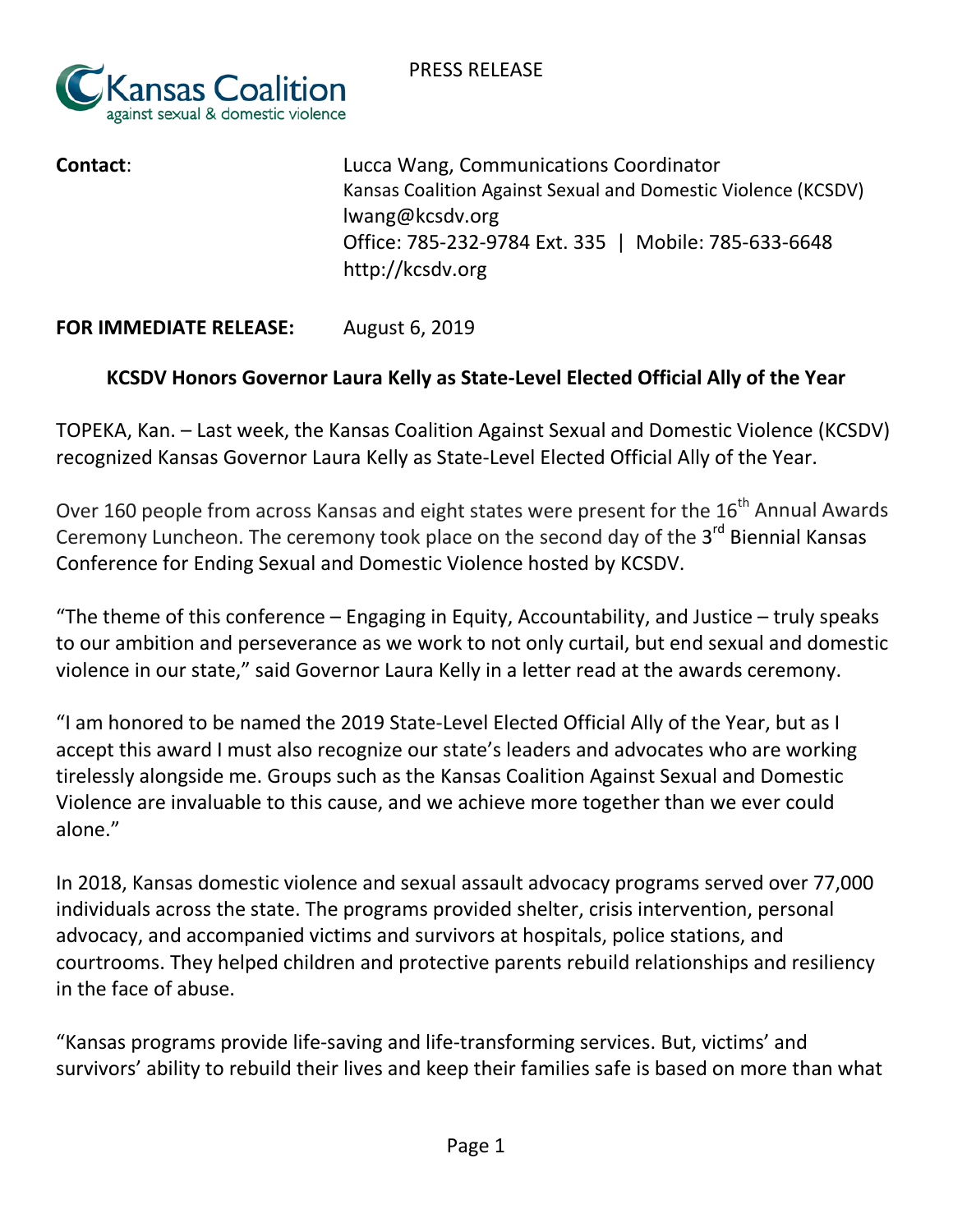Kansas Coalition against sexual & domestic violence

PRESS RELEASE

**Contact**: Lucca Wang, Communications Coordinator
Kansas Coalition Against Sexual and Domestic Violence (KCSDV)
lwang@kcsdv.org
Office: 785-232-9784 Ext. 335 | Mobile: 785-633-6648
http://kcsdv.org

**FOR IMMEDIATE RELEASE:** August 6, 2019

## KCSDV Honors Governor Laura Kelly as State-Level Elected Official Ally of the Year

TOPEKA, Kan. – Last week, the Kansas Coalition Against Sexual and Domestic Violence (KCSDV) recognized Kansas Governor Laura Kelly as State-Level Elected Official Ally of the Year.

Over 160 people from across Kansas and eight states were present for the 16th Annual Awards Ceremony Luncheon. The ceremony took place on the second day of the 3rd Biennial Kansas Conference for Ending Sexual and Domestic Violence hosted by KCSDV.

"The theme of this conference – Engaging in Equity, Accountability, and Justice – truly speaks to our ambition and perseverance as we work to not only curtail, but end sexual and domestic violence in our state," said Governor Laura Kelly in a letter read at the awards ceremony.

"I am honored to be named the 2019 State-Level Elected Official Ally of the Year, but as I accept this award I must also recognize our state's leaders and advocates who are working tirelessly alongside me. Groups such as the Kansas Coalition Against Sexual and Domestic Violence are invaluable to this cause, and we achieve more together than we ever could alone."

In 2018, Kansas domestic violence and sexual assault advocacy programs served over 77,000 individuals across the state. The programs provided shelter, crisis intervention, personal advocacy, and accompanied victims and survivors at hospitals, police stations, and courtrooms. They helped children and protective parents rebuild relationships and resiliency in the face of abuse.

"Kansas programs provide life-saving and life-transforming services. But, victims' and survivors' ability to rebuild their lives and keep their families safe is based on more than what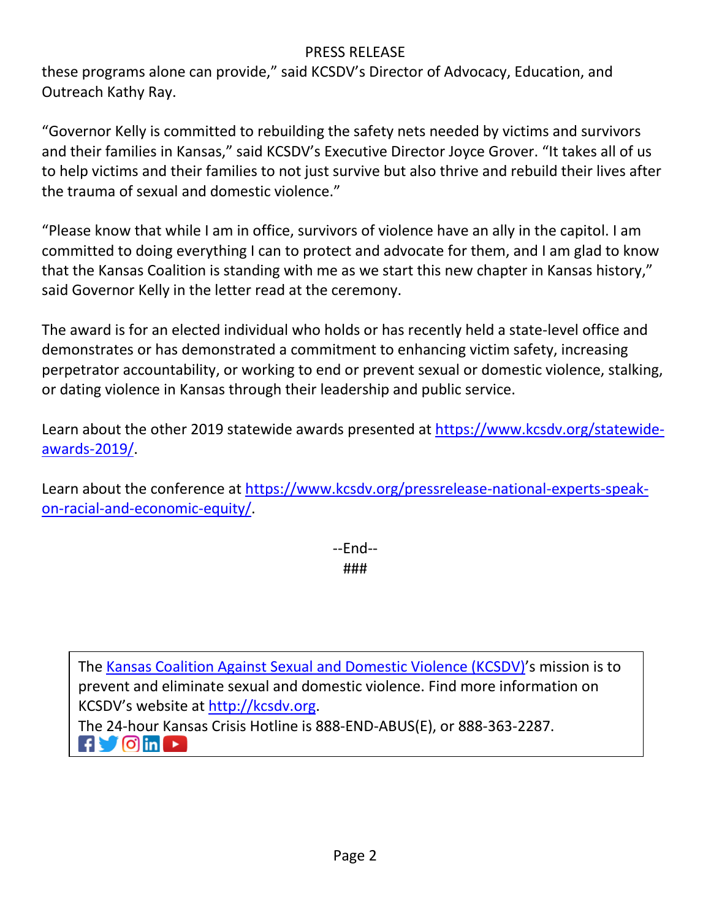these programs alone can provide," said KCSDV's Director of Advocacy, Education, and Outreach Kathy Ray.

"Governor Kelly is committed to rebuilding the safety nets needed by victims and survivors and their families in Kansas," said KCSDV's Executive Director Joyce Grover. "It takes all of us to help victims and their families to not just survive but also thrive and rebuild their lives after the trauma of sexual and domestic violence."

"Please know that while I am in office, survivors of violence have an ally in the capitol. I am committed to doing everything I can to protect and advocate for them, and I am glad to know that the Kansas Coalition is standing with me as we start this new chapter in Kansas history," said Governor Kelly in the letter read at the ceremony.

The award is for an elected individual who holds or has recently held a state-level office and demonstrates or has demonstrated a commitment to enhancing victim safety, increasing perpetrator accountability, or working to end or prevent sexual or domestic violence, stalking, or dating violence in Kansas through their leadership and public service.

Learn about the other 2019 statewide awards presented at [https://www.kcsdv.org/statewide-awards-2019/](https://www.kcsdv.org/statewide-awards-2019/).

Learn about the conference at [https://www.kcsdv.org/pressrelease-national-experts-speak-on-racial-and-economic-equity/](https://www.kcsdv.org/pressrelease-national-experts-speak-on-racial-and-economic-equity/).

--End--

###

The [Kansas Coalition Against Sexual and Domestic Violence (KCSDV)](http://kcsdv.org)'s mission is to prevent and eliminate sexual and domestic violence. Find more information on KCSDV's website at [http://kcsdv.org](http://kcsdv.org).
The 24-hour Kansas Crisis Hotline is 888-END-ABUS(E), or 888-363-2287.